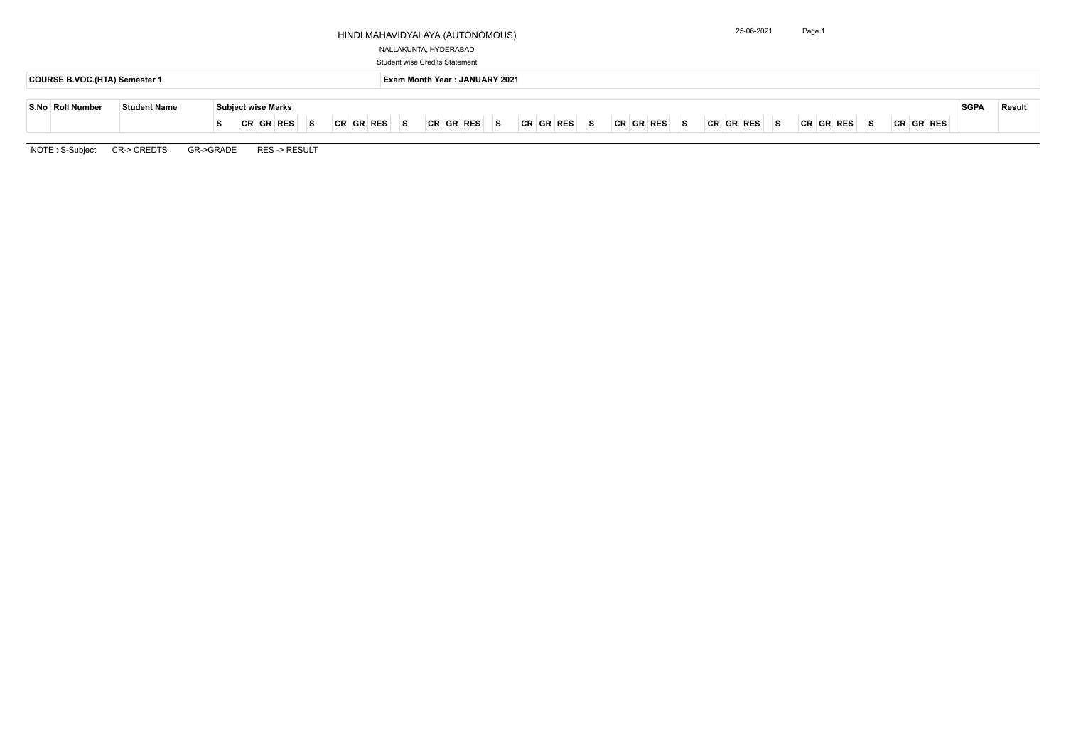# HINDI MAHAVIDYALAYA (AUTONOMOUS)

NALLAKUNTA, HYDERABAD

Student wise Credits Statement

25-06-2021 Page 1

| COURSE B.VOC.(HTA) Semester 1 | Exam Month Year : JANUARY 2021 |
|---|---|

| S.No | Roll Number | Student Name | Subject wise Marks | | | | | | | | | | | | | | | | | | | | | | | | | | | | | | | | SGPA | Result |
|---|---|---|---|---|---|---|---|---|---|---|---|---|---|---|---|---|---|---|---|---|---|---|---|---|---|---|---|---|---|---|---|---|---|---|---|---|
| | | | S | CR | GR | RES | S | CR | GR | RES | S | CR | GR | RES | S | CR | GR | RES | S | CR | GR | RES | S | CR | GR | RES | S | CR | GR | RES | S | CR | GR | RES | | |

NOTE : S-Subject CR-> CREDTS GR->GRADE RES -> RESULT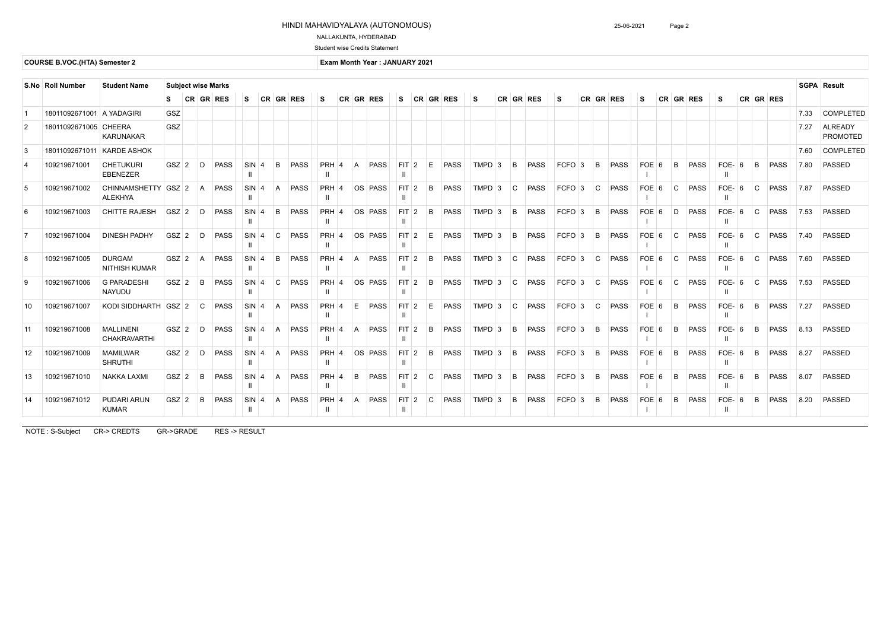HINDI MAHAVIDYALAYA (AUTONOMOUS)

NALLAKUNTA, HYDERABAD

Student wise Credits Statement

**COURSE B.VOC.(HTA) Semester 2** **Exam Month Year : JANUARY 2021**

| S.No | Roll Number | Student Name | Subject wise Marks | | | | | | | | | | | | | | | | | | | | | | | | | | | | | | SGPA | Result |
|---|---|---|---|---|---|---|---|---|---|---|---|---|---|---|---|---|---|---|---|---|---|---|---|---|---|---|---|---|---|---|---|---|---|---|
| | | | S | CR | GR | RES | S | CR | GR | RES | S | CR | GR | RES | S | CR | GR | RES | S | CR | GR | RES | S | CR | GR | RES | S | CR | GR | RES | S | CR | GR | RES | | |
| 1 | 18011092671001 | A YADAGIRI | GSZ | | | | | | | | | | | | | | | | | | | | | | | | | | | | | | | | 7.33 | COMPLETED |
| 2 | 18011092671005 | CHEERA KARUNAKAR | GSZ | | | | | | | | | | | | | | | | | | | | | | | | | | | | | | | | 7.27 | ALREADY PROMOTED |
| 3 | 18011092671011 | KARDE ASHOK | | | | | | | | | | | | | | | | | | | | | | | | | | | | | | | | | 7.60 | COMPLETED |
| 4 | 109219671001 | CHETUKURI EBENEZER | GSZ | 2 | D | PASS | SIN II | 4 | B | PASS | PRH II | 4 | A | PASS | FIT II | 2 | E | PASS | TMPD | 3 | B | PASS | FCFO | 3 | B | PASS | FOE I | 6 | B | PASS | FOE- II | 6 | B | PASS | 7.80 | PASSED |
| 5 | 109219671002 | CHINNAMSHETTY ALEKHYA | GSZ | 2 | A | PASS | SIN II | 4 | A | PASS | PRH II | 4 | OS | PASS | FIT II | 2 | B | PASS | TMPD | 3 | C | PASS | FCFO | 3 | C | PASS | FOE I | 6 | C | PASS | FOE- II | 6 | C | PASS | 7.87 | PASSED |
| 6 | 109219671003 | CHITTE RAJESH | GSZ | 2 | D | PASS | SIN II | 4 | B | PASS | PRH II | 4 | OS | PASS | FIT II | 2 | B | PASS | TMPD | 3 | B | PASS | FCFO | 3 | B | PASS | FOE I | 6 | D | PASS | FOE- II | 6 | C | PASS | 7.53 | PASSED |
| 7 | 109219671004 | DINESH PADHY | GSZ | 2 | D | PASS | SIN II | 4 | C | PASS | PRH II | 4 | OS | PASS | FIT II | 2 | E | PASS | TMPD | 3 | B | PASS | FCFO | 3 | B | PASS | FOE I | 6 | C | PASS | FOE- II | 6 | C | PASS | 7.40 | PASSED |
| 8 | 109219671005 | DURGAM NITHISH KUMAR | GSZ | 2 | A | PASS | SIN II | 4 | B | PASS | PRH II | 4 | A | PASS | FIT II | 2 | B | PASS | TMPD | 3 | C | PASS | FCFO | 3 | C | PASS | FOE I | 6 | C | PASS | FOE- II | 6 | C | PASS | 7.60 | PASSED |
| 9 | 109219671006 | G PARADESHI NAYUDU | GSZ | 2 | B | PASS | SIN II | 4 | C | PASS | PRH II | 4 | OS | PASS | FIT II | 2 | B | PASS | TMPD | 3 | C | PASS | FCFO | 3 | C | PASS | FOE I | 6 | C | PASS | FOE- II | 6 | C | PASS | 7.53 | PASSED |
| 10 | 109219671007 | KODI SIDDHARTH | GSZ | 2 | C | PASS | SIN II | 4 | A | PASS | PRH II | 4 | E | PASS | FIT II | 2 | E | PASS | TMPD | 3 | C | PASS | FCFO | 3 | C | PASS | FOE I | 6 | B | PASS | FOE- II | 6 | B | PASS | 7.27 | PASSED |
| 11 | 109219671008 | MALLINENI CHAKRAVARTHI | GSZ | 2 | D | PASS | SIN II | 4 | A | PASS | PRH II | 4 | A | PASS | FIT II | 2 | B | PASS | TMPD | 3 | B | PASS | FCFO | 3 | B | PASS | FOE I | 6 | B | PASS | FOE- II | 6 | B | PASS | 8.13 | PASSED |
| 12 | 109219671009 | MAMILWAR SHRUTHI | GSZ | 2 | D | PASS | SIN II | 4 | A | PASS | PRH II | 4 | OS | PASS | FIT II | 2 | B | PASS | TMPD | 3 | B | PASS | FCFO | 3 | B | PASS | FOE I | 6 | B | PASS | FOE- II | 6 | B | PASS | 8.27 | PASSED |
| 13 | 109219671010 | NAKKA LAXMI | GSZ | 2 | B | PASS | SIN II | 4 | A | PASS | PRH II | 4 | B | PASS | FIT II | 2 | C | PASS | TMPD | 3 | B | PASS | FCFO | 3 | B | PASS | FOE I | 6 | B | PASS | FOE- II | 6 | B | PASS | 8.07 | PASSED |
| 14 | 109219671012 | PUDARI ARUN KUMAR | GSZ | 2 | B | PASS | SIN II | 4 | A | PASS | PRH II | 4 | A | PASS | FIT II | 2 | C | PASS | TMPD | 3 | B | PASS | FCFO | 3 | B | PASS | FOE I | 6 | B | PASS | FOE- II | 6 | B | PASS | 8.20 | PASSED |

NOTE : S-Subject CR-> CREDTS GR->GRADE RES -> RESULT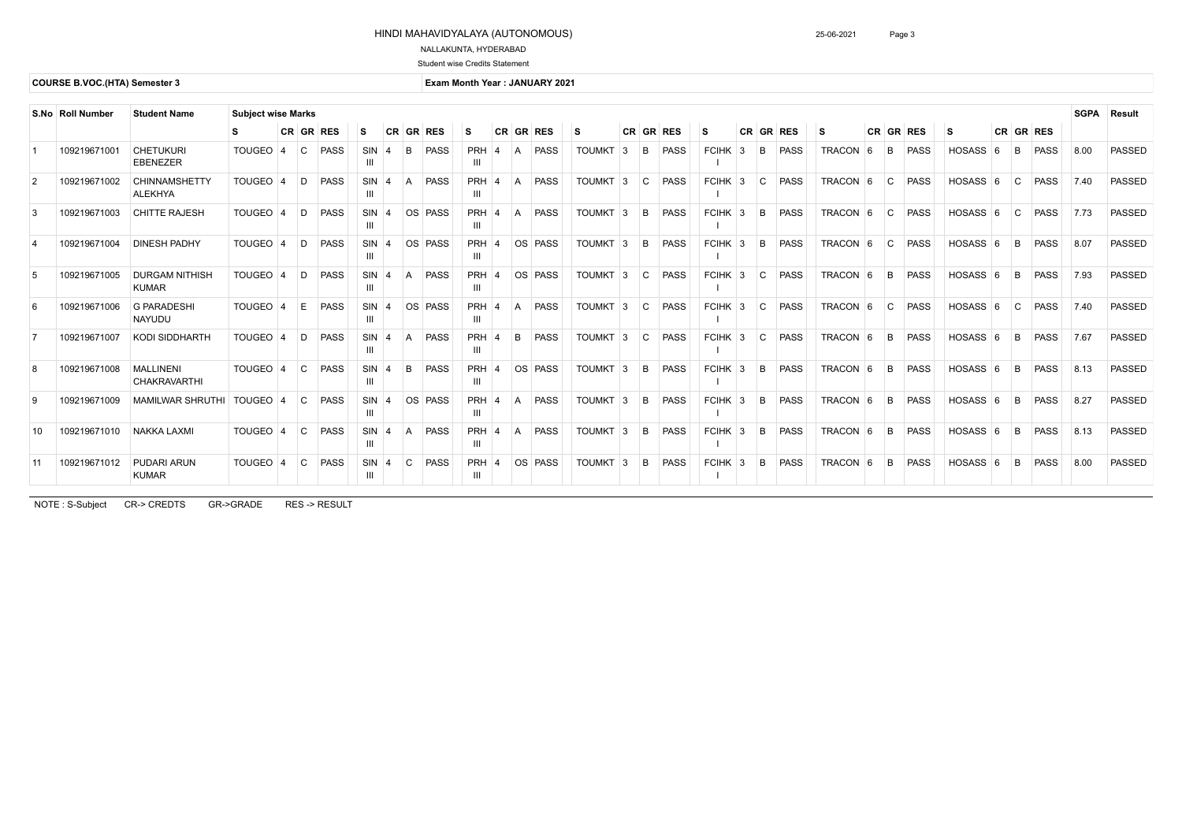HINDI MAHAVIDYALAYA (AUTONOMOUS)

NALLAKUNTA, HYDERABAD

Student wise Credits Statement

**COURSE B.VOC.(HTA) Semester 3** | **Exam Month Year : JANUARY 2021**

| S.No | Roll Number | Student Name | Subject wise Marks | | | | | | | | | | | | | | | | | | | | | | | | | | | | | | SGPA | Result |
|---|---|---|---|---|---|---|---|---|---|---|---|---|---|---|---|---|---|---|---|---|---|---|---|---|---|---|---|---|---|---|---|---|---|---|
| | | | S | CR | GR | RES | S | CR | GR | RES | S | CR | GR | RES | S | CR | GR | RES | S | CR | GR | RES | S | CR | GR | RES | S | CR | GR | RES | | | | |
| 1 | 109219671001 | CHETUKURI EBENEZER | TOUGEO | 4 | C | PASS | SIN III | 4 | B | PASS | PRH III | 4 | A | PASS | TOUMKT | 3 | B | PASS | FCIHK I | 3 | B | PASS | TRACON | 6 | B | PASS | HOSASS | 6 | B | PASS | | | 8.00 | PASSED |
| 2 | 109219671002 | CHINNAMSHETTY ALEKHYA | TOUGEO | 4 | D | PASS | SIN III | 4 | A | PASS | PRH III | 4 | A | PASS | TOUMKT | 3 | C | PASS | FCIHK I | 3 | C | PASS | TRACON | 6 | C | PASS | HOSASS | 6 | C | PASS | | | 7.40 | PASSED |
| 3 | 109219671003 | CHITTE RAJESH | TOUGEO | 4 | D | PASS | SIN III | 4 | OS | PASS | PRH III | 4 | A | PASS | TOUMKT | 3 | B | PASS | FCIHK I | 3 | B | PASS | TRACON | 6 | C | PASS | HOSASS | 6 | C | PASS | | | 7.73 | PASSED |
| 4 | 109219671004 | DINESH PADHY | TOUGEO | 4 | D | PASS | SIN III | 4 | OS | PASS | PRH III | 4 | OS | PASS | TOUMKT | 3 | B | PASS | FCIHK I | 3 | B | PASS | TRACON | 6 | C | PASS | HOSASS | 6 | B | PASS | | | 8.07 | PASSED |
| 5 | 109219671005 | DURGAM NITHISH KUMAR | TOUGEO | 4 | D | PASS | SIN III | 4 | A | PASS | PRH III | 4 | OS | PASS | TOUMKT | 3 | C | PASS | FCIHK I | 3 | C | PASS | TRACON | 6 | B | PASS | HOSASS | 6 | B | PASS | | | 7.93 | PASSED |
| 6 | 109219671006 | G PARADESHI NAYUDU | TOUGEO | 4 | E | PASS | SIN III | 4 | OS | PASS | PRH III | 4 | A | PASS | TOUMKT | 3 | C | PASS | FCIHK I | 3 | C | PASS | TRACON | 6 | C | PASS | HOSASS | 6 | C | PASS | | | 7.40 | PASSED |
| 7 | 109219671007 | KODI SIDDHARTH | TOUGEO | 4 | D | PASS | SIN III | 4 | A | PASS | PRH III | 4 | B | PASS | TOUMKT | 3 | C | PASS | FCIHK I | 3 | C | PASS | TRACON | 6 | B | PASS | HOSASS | 6 | B | PASS | | | 7.67 | PASSED |
| 8 | 109219671008 | MALLINENI CHAKRAVARTHI | TOUGEO | 4 | C | PASS | SIN III | 4 | B | PASS | PRH III | 4 | OS | PASS | TOUMKT | 3 | B | PASS | FCIHK I | 3 | B | PASS | TRACON | 6 | B | PASS | HOSASS | 6 | B | PASS | | | 8.13 | PASSED |
| 9 | 109219671009 | MAMILWAR SHRUTHI | TOUGEO | 4 | C | PASS | SIN III | 4 | OS | PASS | PRH III | 4 | A | PASS | TOUMKT | 3 | B | PASS | FCIHK I | 3 | B | PASS | TRACON | 6 | B | PASS | HOSASS | 6 | B | PASS | | | 8.27 | PASSED |
| 10 | 109219671010 | NAKKA LAXMI | TOUGEO | 4 | C | PASS | SIN III | 4 | A | PASS | PRH III | 4 | A | PASS | TOUMKT | 3 | B | PASS | FCIHK I | 3 | B | PASS | TRACON | 6 | B | PASS | HOSASS | 6 | B | PASS | | | 8.13 | PASSED |
| 11 | 109219671012 | PUDARI ARUN KUMAR | TOUGEO | 4 | C | PASS | SIN III | 4 | C | PASS | PRH III | 4 | OS | PASS | TOUMKT | 3 | B | PASS | FCIHK I | 3 | B | PASS | TRACON | 6 | B | PASS | HOSASS | 6 | B | PASS | | | 8.00 | PASSED |

NOTE : S-Subject CR-> CREDTS GR->GRADE RES -> RESULT